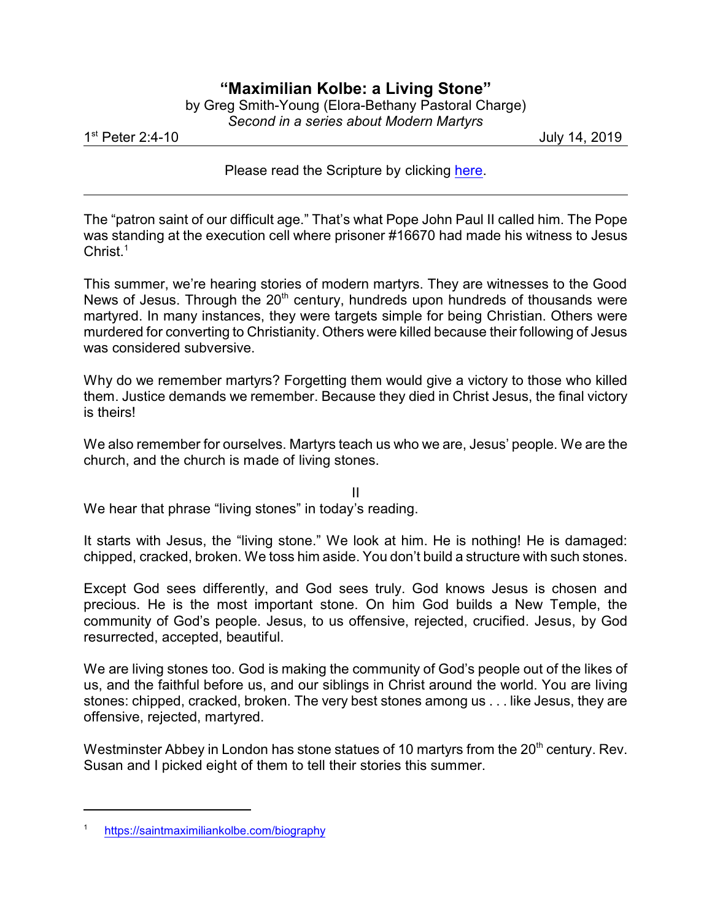# "Maximilian Kolbe: a Living Stone"

by Greg Smith-Young (Elora-Bethany Pastoral Charge)

*Second in a series about Modern Martyrs*

1st Peter 2:4-10 July 14, 2019

Please read the Scripture by clicking here.

---

The "patron saint of our difficult age." That's what Pope John Paul II called him. The Pope was standing at the execution cell where prisoner #16670 had made his witness to Jesus Christ.[1]

This summer, we're hearing stories of modern martyrs. They are witnesses to the Good News of Jesus. Through the 20th century, hundreds upon hundreds of thousands were martyred. In many instances, they were targets simple for being Christian. Others were murdered for converting to Christianity. Others were killed because their following of Jesus was considered subversive.

Why do we remember martyrs? Forgetting them would give a victory to those who killed them. Justice demands we remember. Because they died in Christ Jesus, the final victory is theirs!

We also remember for ourselves. Martyrs teach us who we are, Jesus' people. We are the church, and the church is made of living stones.

II

We hear that phrase "living stones" in today's reading.

It starts with Jesus, the "living stone." We look at him. He is nothing! He is damaged: chipped, cracked, broken. We toss him aside. You don't build a structure with such stones.

Except God sees differently, and God sees truly. God knows Jesus is chosen and precious. He is the most important stone. On him God builds a New Temple, the community of God's people. Jesus, to us offensive, rejected, crucified. Jesus, by God resurrected, accepted, beautiful.

We are living stones too. God is making the community of God's people out of the likes of us, and the faithful before us, and our siblings in Christ around the world. You are living stones: chipped, cracked, broken. The very best stones among us . . . like Jesus, they are offensive, rejected, martyred.

Westminster Abbey in London has stone statues of 10 martyrs from the 20th century. Rev. Susan and I picked eight of them to tell their stories this summer.

---

[1] https://saintmaximiliankolbe.com/biography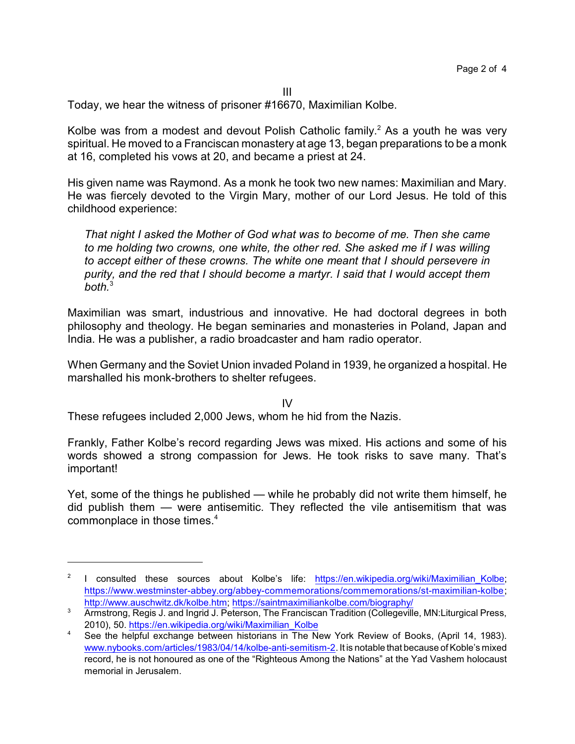III

Today, we hear the witness of prisoner #16670, Maximilian Kolbe.

Kolbe was from a modest and devout Polish Catholic family.[2] As a youth he was very spiritual. He moved to a Franciscan monastery at age 13, began preparations to be a monk at 16, completed his vows at 20, and became a priest at 24.

His given name was Raymond. As a monk he took two new names: Maximilian and Mary. He was fiercely devoted to the Virgin Mary, mother of our Lord Jesus. He told of this childhood experience:

> *That night I asked the Mother of God what was to become of me. Then she came to me holding two crowns, one white, the other red. She asked me if I was willing to accept either of these crowns. The white one meant that I should persevere in purity, and the red that I should become a martyr. I said that I would accept them both.*[3]

Maximilian was smart, industrious and innovative. He had doctoral degrees in both philosophy and theology. He began seminaries and monasteries in Poland, Japan and India. He was a publisher, a radio broadcaster and ham radio operator.

When Germany and the Soviet Union invaded Poland in 1939, he organized a hospital. He marshalled his monk-brothers to shelter refugees.

IV

These refugees included 2,000 Jews, whom he hid from the Nazis.

Frankly, Father Kolbe's record regarding Jews was mixed. His actions and some of his words showed a strong compassion for Jews. He took risks to save many. That's important!

Yet, some of the things he published — while he probably did not write them himself, he did publish them — were antisemitic. They reflected the vile antisemitism that was commonplace in those times.[4]

---

[2] I consulted these sources about Kolbe's life: https://en.wikipedia.org/wiki/Maximilian_Kolbe; https://www.westminster-abbey.org/abbey-commemorations/commemorations/st-maximilian-kolbe; http://www.auschwitz.dk/kolbe.htm; https://saintmaximiliankolbe.com/biography/

[3] Armstrong, Regis J. and Ingrid J. Peterson, The Franciscan Tradition (Collegeville, MN:Liturgical Press, 2010), 50. https://en.wikipedia.org/wiki/Maximilian_Kolbe

[4] See the helpful exchange between historians in The New York Review of Books, (April 14, 1983). www.nybooks.com/articles/1983/04/14/kolbe-anti-semitism-2. It is notable that because of Koble's mixed record, he is not honoured as one of the "Righteous Among the Nations" at the Yad Vashem holocaust memorial in Jerusalem.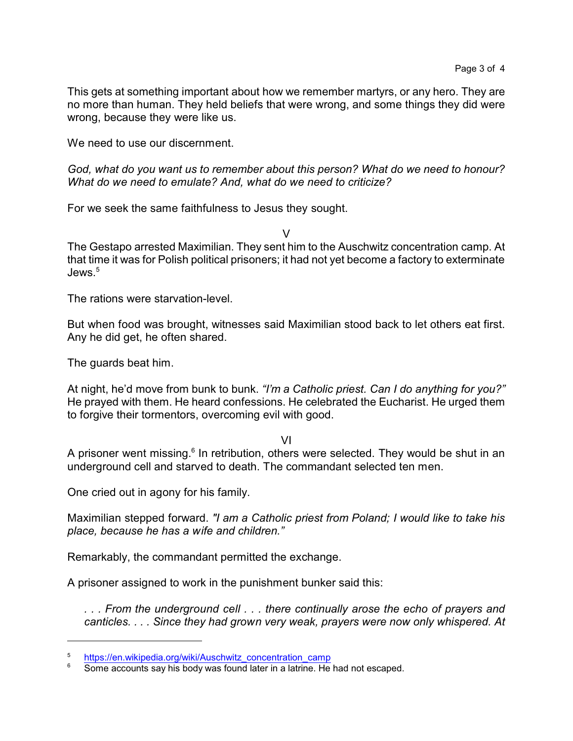This gets at something important about how we remember martyrs, or any hero. They are no more than human. They held beliefs that were wrong, and some things they did were wrong, because they were like us.

We need to use our discernment.

*God, what do you want us to remember about this person? What do we need to honour? What do we need to emulate? And, what do we need to criticize?*

For we seek the same faithfulness to Jesus they sought.

V

The Gestapo arrested Maximilian. They sent him to the Auschwitz concentration camp. At that time it was for Polish political prisoners; it had not yet become a factory to exterminate Jews.[5]

The rations were starvation-level.

But when food was brought, witnesses said Maximilian stood back to let others eat first. Any he did get, he often shared.

The guards beat him.

At night, he'd move from bunk to bunk. *"I'm a Catholic priest. Can I do anything for you?"* He prayed with them. He heard confessions. He celebrated the Eucharist. He urged them to forgive their tormentors, overcoming evil with good.

VI

A prisoner went missing.[6] In retribution, others were selected. They would be shut in an underground cell and starved to death. The commandant selected ten men.

One cried out in agony for his family.

Maximilian stepped forward. *"I am a Catholic priest from Poland; I would like to take his place, because he has a wife and children."*

Remarkably, the commandant permitted the exchange.

A prisoner assigned to work in the punishment bunker said this:

> *. . . From the underground cell . . . there continually arose the echo of prayers and canticles. . . . Since they had grown very weak, prayers were now only whispered. At*

---

[5] https://en.wikipedia.org/wiki/Auschwitz_concentration_camp

[6] Some accounts say his body was found later in a latrine. He had not escaped.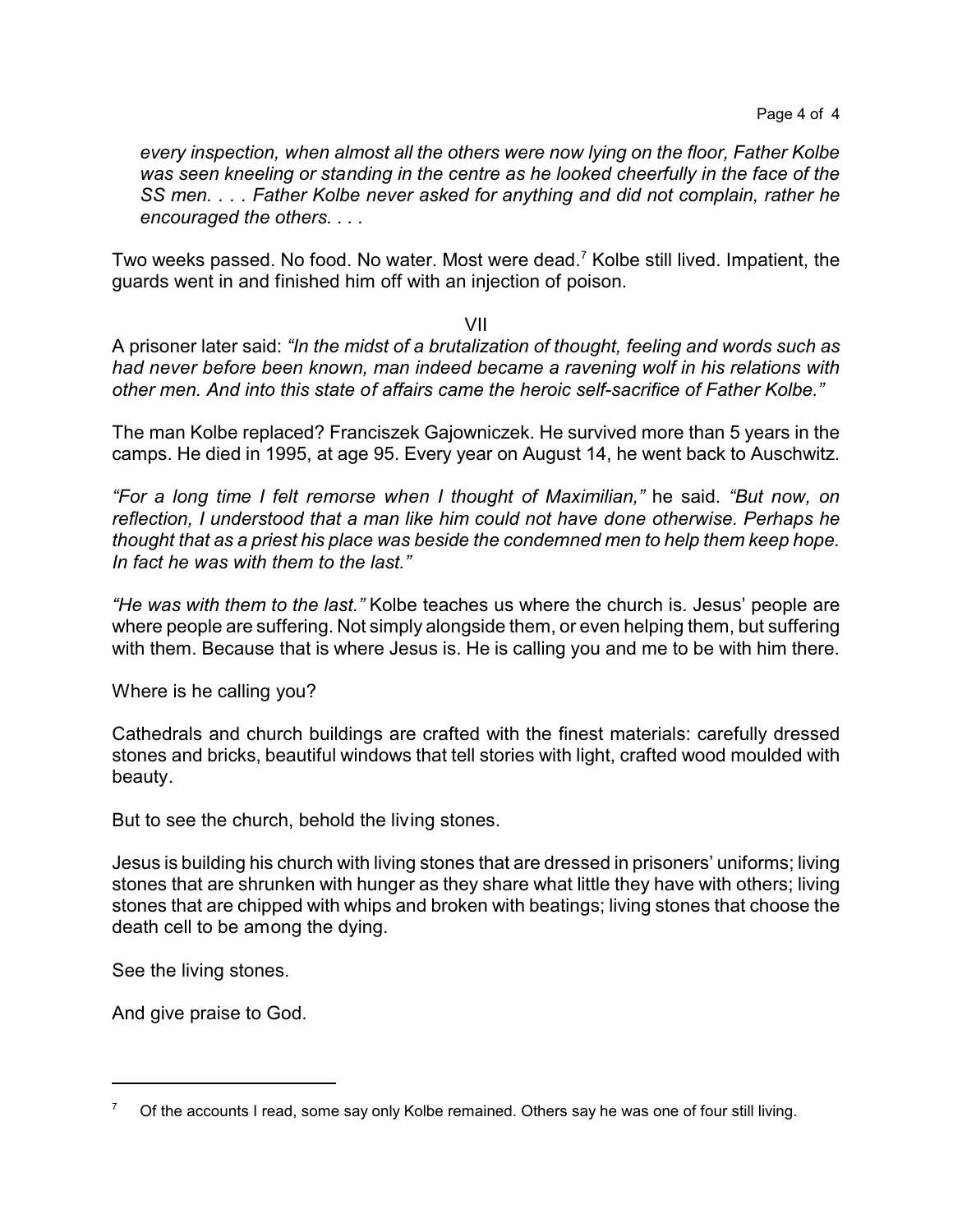*every inspection, when almost all the others were now lying on the floor, Father Kolbe was seen kneeling or standing in the centre as he looked cheerfully in the face of the SS men. . . . Father Kolbe never asked for anything and did not complain, rather he encouraged the others. . . .*

Two weeks passed. No food. No water. Most were dead.[7] Kolbe still lived. Impatient, the guards went in and finished him off with an injection of poison.

VII

A prisoner later said: *"In the midst of a brutalization of thought, feeling and words such as had never before been known, man indeed became a ravening wolf in his relations with other men. And into this state of affairs came the heroic self-sacrifice of Father Kolbe."*

The man Kolbe replaced? Franciszek Gajowniczek. He survived more than 5 years in the camps. He died in 1995, at age 95. Every year on August 14, he went back to Auschwitz.

*"For a long time I felt remorse when I thought of Maximilian,"* he said. *"But now, on reflection, I understood that a man like him could not have done otherwise. Perhaps he thought that as a priest his place was beside the condemned men to help them keep hope. In fact he was with them to the last."*

*"He was with them to the last."* Kolbe teaches us where the church is. Jesus' people are where people are suffering. Not simply alongside them, or even helping them, but suffering with them. Because that is where Jesus is. He is calling you and me to be with him there.

Where is he calling you?

Cathedrals and church buildings are crafted with the finest materials: carefully dressed stones and bricks, beautiful windows that tell stories with light, crafted wood moulded with beauty.

But to see the church, behold the living stones.

Jesus is building his church with living stones that are dressed in prisoners' uniforms; living stones that are shrunken with hunger as they share what little they have with others; living stones that are chipped with whips and broken with beatings; living stones that choose the death cell to be among the dying.

See the living stones.

And give praise to God.

---

[7] Of the accounts I read, some say only Kolbe remained. Others say he was one of four still living.